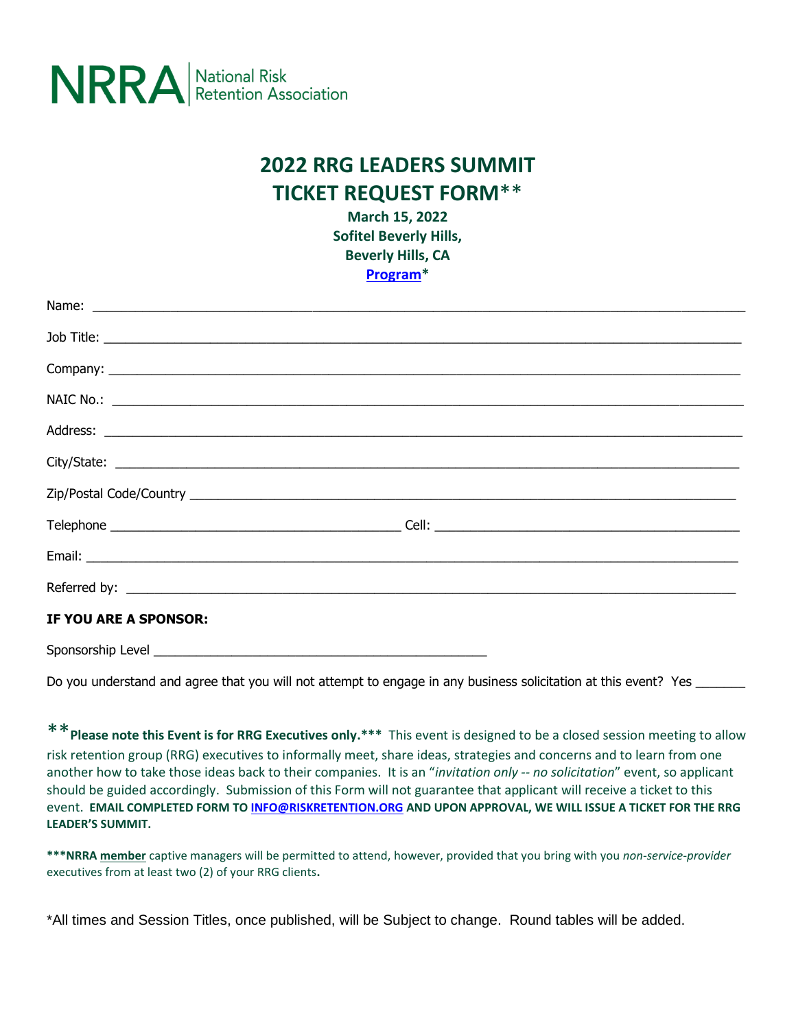NRRA | National Risk Retention Association

# 2022 RRG LEADERS SUMMIT
# TICKET REQUEST FORM**

**March 15, 2022**
**Sofitel Beverly Hills,**
**Beverly Hills, CA**
**[Program](#)***

Name: ______________________________________________________________________________

Job Title: ____________________________________________________________________________

Company: ____________________________________________________________________________

NAIC No.: ____________________________________________________________________________

Address: _____________________________________________________________________________

City/State: ___________________________________________________________________________

Zip/Postal Code/Country ______________________________________________________________

Telephone _________________________________ Cell: ___________________________________

Email: _______________________________________________________________________________

Referred by: _________________________________________________________________________

**IF YOU ARE A SPONSOR:**

Sponsorship Level ______________________________________

Do you understand and agree that you will not attempt to engage in any business solicitation at this event? Yes _______

**Please note this Event is for RRG Executives only.*** This event is designed to be a closed session meeting to allow risk retention group (RRG) executives to informally meet, share ideas, strategies and concerns and to learn from one another how to take those ideas back to their companies. It is an "*invitation only -- no solicitation*" event, so applicant should be guided accordingly. Submission of this Form will not guarantee that applicant will receive a ticket to this event. **EMAIL COMPLETED FORM TO INFO@RISKRETENTION.ORG AND UPON APPROVAL, WE WILL ISSUE A TICKET FOR THE RRG LEADER'S SUMMIT.**

***NRRA **member** captive managers will be permitted to attend, however, provided that you bring with you *non-service-provider* executives from at least two (2) of your RRG clients**.**

*All times and Session Titles, once published, will be Subject to change. Round tables will be added.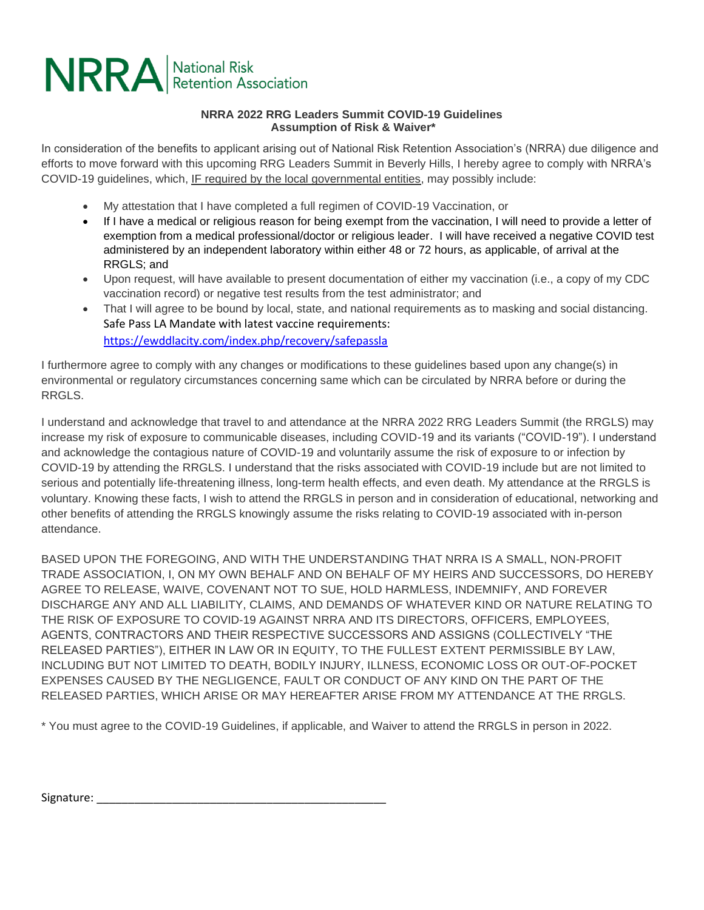NRRA | National Risk Retention Association

**NRRA 2022 RRG Leaders Summit COVID-19 Guidelines**
**Assumption of Risk & Waiver***

In consideration of the benefits to applicant arising out of National Risk Retention Association's (NRRA) due diligence and efforts to move forward with this upcoming RRG Leaders Summit in Beverly Hills, I hereby agree to comply with NRRA's COVID-19 guidelines, which, IF required by the local governmental entities, may possibly include:

- My attestation that I have completed a full regimen of COVID-19 Vaccination, or
- If I have a medical or religious reason for being exempt from the vaccination, I will need to provide a letter of exemption from a medical professional/doctor or religious leader. I will have received a negative COVID test administered by an independent laboratory within either 48 or 72 hours, as applicable, of arrival at the RRGLS; and
- Upon request, will have available to present documentation of either my vaccination (i.e., a copy of my CDC vaccination record) or negative test results from the test administrator; and
- That I will agree to be bound by local, state, and national requirements as to masking and social distancing. Safe Pass LA Mandate with latest vaccine requirements: https://ewddlacity.com/index.php/recovery/safepassla

I furthermore agree to comply with any changes or modifications to these guidelines based upon any change(s) in environmental or regulatory circumstances concerning same which can be circulated by NRRA before or during the RRGLS.

I understand and acknowledge that travel to and attendance at the NRRA 2022 RRG Leaders Summit (the RRGLS) may increase my risk of exposure to communicable diseases, including COVID-19 and its variants ("COVID-19"). I understand and acknowledge the contagious nature of COVID-19 and voluntarily assume the risk of exposure to or infection by COVID-19 by attending the RRGLS. I understand that the risks associated with COVID-19 include but are not limited to serious and potentially life-threatening illness, long-term health effects, and even death. My attendance at the RRGLS is voluntary. Knowing these facts, I wish to attend the RRGLS in person and in consideration of educational, networking and other benefits of attending the RRGLS knowingly assume the risks relating to COVID-19 associated with in-person attendance.

BASED UPON THE FOREGOING, AND WITH THE UNDERSTANDING THAT NRRA IS A SMALL, NON-PROFIT TRADE ASSOCIATION, I, ON MY OWN BEHALF AND ON BEHALF OF MY HEIRS AND SUCCESSORS, DO HEREBY AGREE TO RELEASE, WAIVE, COVENANT NOT TO SUE, HOLD HARMLESS, INDEMNIFY, AND FOREVER DISCHARGE ANY AND ALL LIABILITY, CLAIMS, AND DEMANDS OF WHATEVER KIND OR NATURE RELATING TO THE RISK OF EXPOSURE TO COVID-19 AGAINST NRRA AND ITS DIRECTORS, OFFICERS, EMPLOYEES, AGENTS, CONTRACTORS AND THEIR RESPECTIVE SUCCESSORS AND ASSIGNS (COLLECTIVELY "THE RELEASED PARTIES"), EITHER IN LAW OR IN EQUITY, TO THE FULLEST EXTENT PERMISSIBLE BY LAW, INCLUDING BUT NOT LIMITED TO DEATH, BODILY INJURY, ILLNESS, ECONOMIC LOSS OR OUT-OF-POCKET EXPENSES CAUSED BY THE NEGLIGENCE, FAULT OR CONDUCT OF ANY KIND ON THE PART OF THE RELEASED PARTIES, WHICH ARISE OR MAY HEREAFTER ARISE FROM MY ATTENDANCE AT THE RRGLS.

* You must agree to the COVID-19 Guidelines, if applicable, and Waiver to attend the RRGLS in person in 2022.

Signature: _______________________________________________